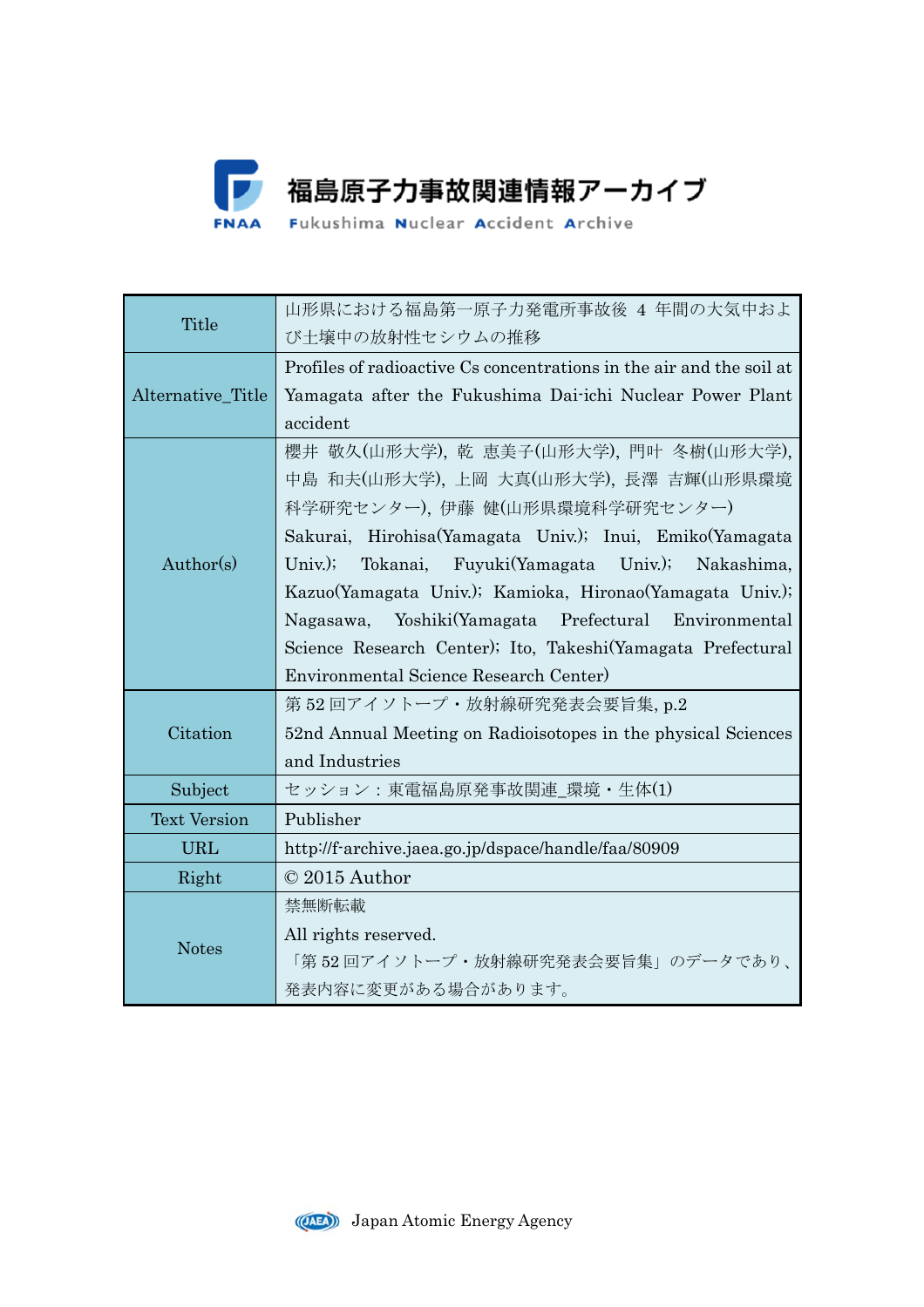# 福島原子力事故関連情報アーカイブ

Fukushima Nuclear Accident Archive

| Title | 山形県における福島第一原子力発電所事故後 4 年間の大気中および土壌中の放射性セシウムの推移 |
|---|---|
| Alternative_Title | Profiles of radioactive Cs concentrations in the air and the soil at Yamagata after the Fukushima Dai-ichi Nuclear Power Plant accident |
| Author(s) | 櫻井 敬久(山形大学), 乾 恵美子(山形大学), 門叶 冬樹(山形大学), 中島 和夫(山形大学), 上岡 大真(山形大学), 長澤 吉輝(山形県環境科学研究センター), 伊藤 健(山形県環境科学研究センター) Sakurai, Hirohisa(Yamagata Univ.); Inui, Emiko(Yamagata Univ.); Tokanai, Fuyuki(Yamagata Univ.); Nakashima, Kazuo(Yamagata Univ.); Kamioka, Hironao(Yamagata Univ.); Nagasawa, Yoshiki(Yamagata Prefectural Environmental Science Research Center); Ito, Takeshi(Yamagata Prefectural Environmental Science Research Center) |
| Citation | 第 52 回アイソトープ・放射線研究発表会要旨集, p.2 52nd Annual Meeting on Radioisotopes in the physical Sciences and Industries |
| Subject | セッション：東電福島原発事故関連_環境・生体(1) |
| Text Version | Publisher |
| URL | http://f-archive.jaea.go.jp/dspace/handle/faa/80909 |
| Right | © 2015 Author |
| Notes | 禁無断転載 All rights reserved. 「第 52 回アイソトープ・放射線研究発表会要旨集」のデータであり、発表内容に変更がある場合があります。 |

Japan Atomic Energy Agency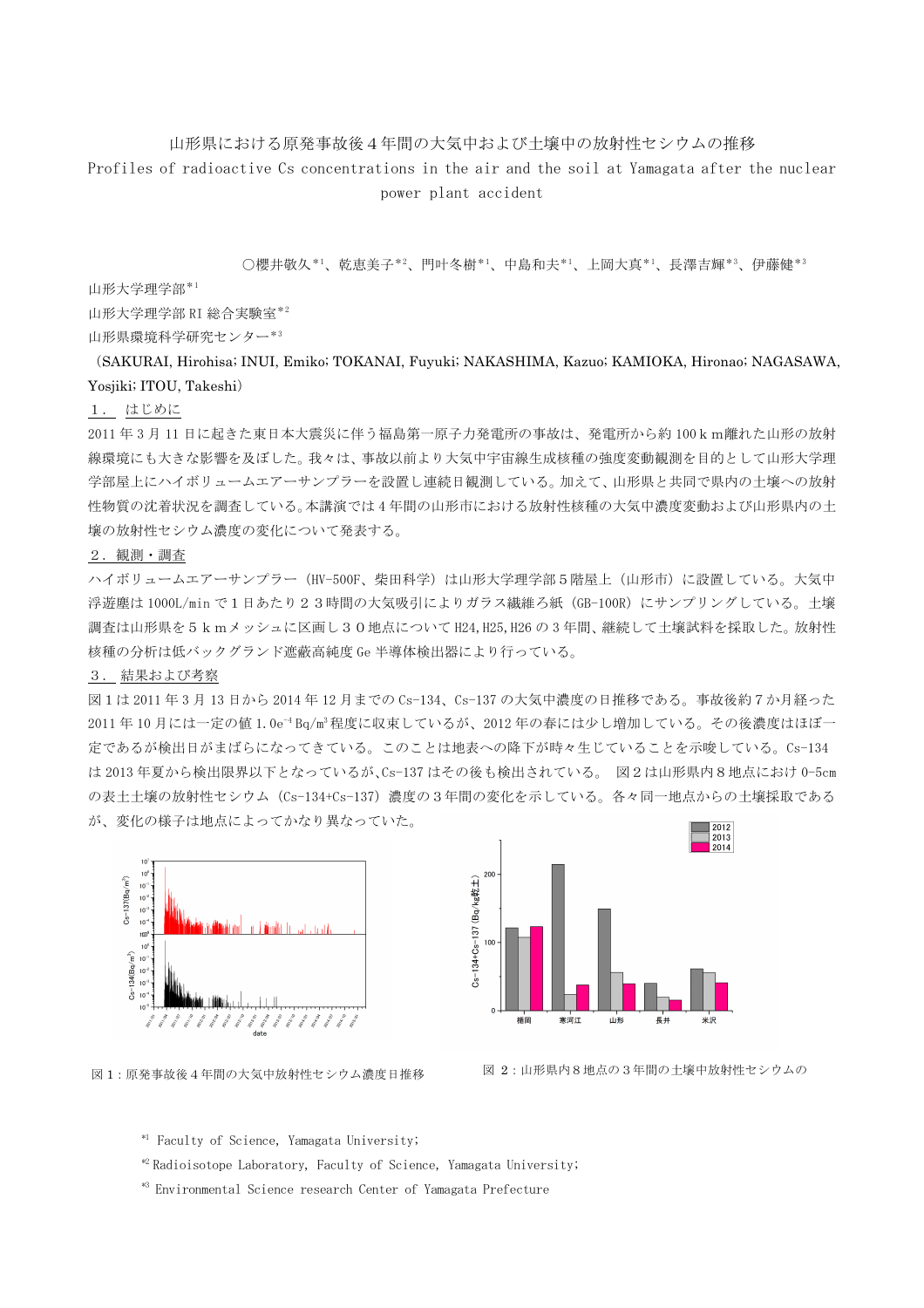山形県における原発事故後４年間の大気中および土壌中の放射性セシウムの推移

Profiles of radioactive Cs concentrations in the air and the soil at Yamagata after the nuclear power plant accident

○櫻井敬久[*1]、乾恵美子[*2]、門叶冬樹[*1]、中島和夫[*1]、上岡大真[*1]、長澤吉輝[*3]、伊藤健[*3]

山形大学理学部[*1]

山形大学理学部 RI 総合実験室[*2]

山形県環境科学研究センター[*3]

（SAKURAI, Hirohisa; INUI, Emiko; TOKANAI, Fuyuki; NAKASHIMA, Kazuo; KAMIOKA, Hironao; NAGASAWA, Yosjiki; ITOU, Takeshi）

## １． はじめに

2011 年 3 月 11 日に起きた東日本大震災に伴う福島第一原子力発電所の事故は、発電所から約 100ｋm離れた山形の放射線環境にも大きな影響を及ぼした。我々は、事故以前より大気中宇宙線生成核種の強度変動観測を目的として山形大学理学部屋上にハイボリュームエアーサンプラーを設置し連続日観測している。加えて、山形県と共同で県内の土壌への放射性物質の沈着状況を調査している。本講演では４年間の山形市における放射性核種の大気中濃度変動および山形県内の土壌の放射性セシウム濃度の変化について発表する。

## ２．観測・調査

ハイボリュームエアーサンプラー（HV-500F、柴田科学）は山形大学理学部５階屋上（山形市）に設置している。大気中浮遊塵は 1000L/min で１日あたり２３時間の大気吸引によりガラス繊維ろ紙（GB-100R）にサンプリングしている。土壌調査は山形県を５ｋｍメッシュに区画し３０地点について H24,H25,H26 の３年間、継続して土壌試料を採取した。放射性核種の分析は低バックグランド遮蔽高純度 Ge 半導体検出器により行っている。

## ３． 結果および考察

図１は 2011 年 3 月 13 日から 2014 年 12 月までの Cs-134、Cs-137 の大気中濃度の日推移である。事故後約７か月経った 2011 年 10 月には一定の値 $1.0e^{-4}$ Bq/m$^3$ 程度に収束しているが、2012 年の春には少し増加している。その後濃度はほぼ一定であるが検出日がまばらになってきている。このことは地表への降下が時々生じていることを示唆している。Cs-134 は 2013 年夏から検出限界以下となっているが,Cs-137 はその後も検出されている。 図２は山形県内８地点におけ 0-5cm の表土土壌の放射性セシウム（Cs-134+Cs-137）濃度の３年間の変化を示している。各々同一地点からの土壌採取であるが、変化の様子は地点によってかなり異なっていた。

Cs-137(Bq/m³)
Cs-134(Bq/m³)
date

図１：原発事故後４年間の大気中放射性セシウム濃度日推移

2012
2013
2014
Cs-134+Cs-137 (Bq/kg乾土)
200
100
0
櫛岡
寒河江
山形
長井
米沢

図 ２：山形県内８地点の３年間の土壌中放射性セシウムの

[*1] Faculty of Science, Yamagata University;

[*2] Radioisotope Laboratory, Faculty of Science, Yamagata University;

[*3] Environmental Science research Center of Yamagata Prefecture